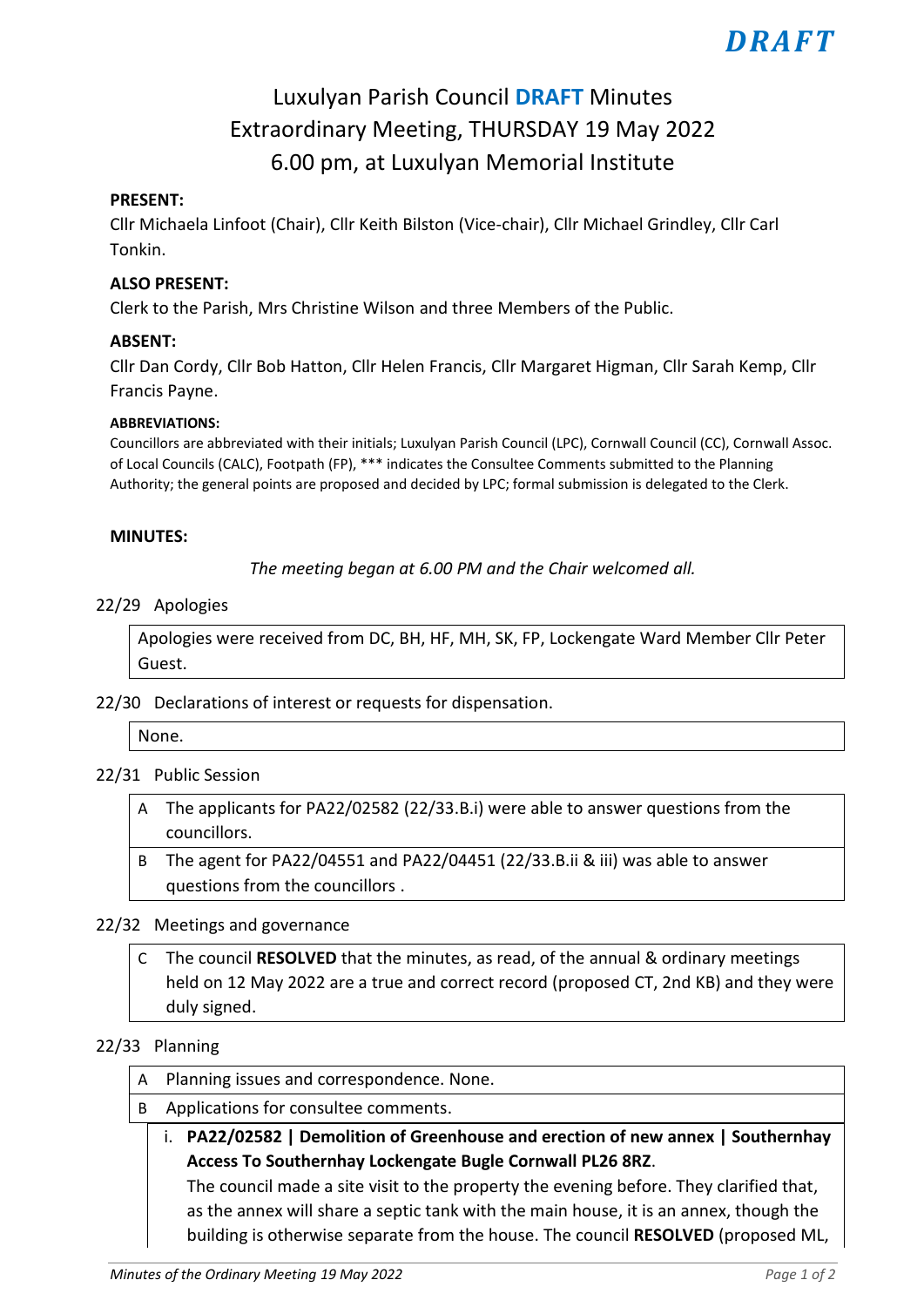*DRAFT*

# Luxulyan Parish Council **DRAFT** Minutes
## Extraordinary Meeting, THURSDAY 19 May 2022
## 6.00 pm, at Luxulyan Memorial Institute

**PRESENT:**

Cllr Michaela Linfoot (Chair), Cllr Keith Bilston (Vice-chair), Cllr Michael Grindley, Cllr Carl Tonkin.

**ALSO PRESENT:**

Clerk to the Parish, Mrs Christine Wilson and three Members of the Public.

**ABSENT:**

Cllr Dan Cordy, Cllr Bob Hatton, Cllr Helen Francis, Cllr Margaret Higman, Cllr Sarah Kemp, Cllr Francis Payne.

**ABBREVIATIONS:**

Councillors are abbreviated with their initials; Luxulyan Parish Council (LPC), Cornwall Council (CC), Cornwall Assoc. of Local Councils (CALC), Footpath (FP), *** indicates the Consultee Comments submitted to the Planning Authority; the general points are proposed and decided by LPC; formal submission is delegated to the Clerk.

**MINUTES:**

*The meeting began at 6.00 PM and the Chair welcomed all.*

22/29 Apologies

Apologies were received from DC, BH, HF, MH, SK, FP, Lockengate Ward Member Cllr Peter Guest.

22/30 Declarations of interest or requests for dispensation.

None.

22/31 Public Session

- A The applicants for PA22/02582 (22/33.B.i) were able to answer questions from the councillors.
- B The agent for PA22/04551 and PA22/04451 (22/33.B.ii & iii) was able to answer questions from the councillors .

22/32 Meetings and governance

- C The council **RESOLVED** that the minutes, as read, of the annual & ordinary meetings held on 12 May 2022 are a true and correct record (proposed CT, 2nd KB) and they were duly signed.

22/33 Planning

- A Planning issues and correspondence. None.
- B Applications for consultee comments.
  - i. **PA22/02582 | Demolition of Greenhouse and erection of new annex | Southernhay Access To Southernhay Lockengate Bugle Cornwall PL26 8RZ**.
    The council made a site visit to the property the evening before. They clarified that, as the annex will share a septic tank with the main house, it is an annex, though the building is otherwise separate from the house. The council **RESOLVED** (proposed ML,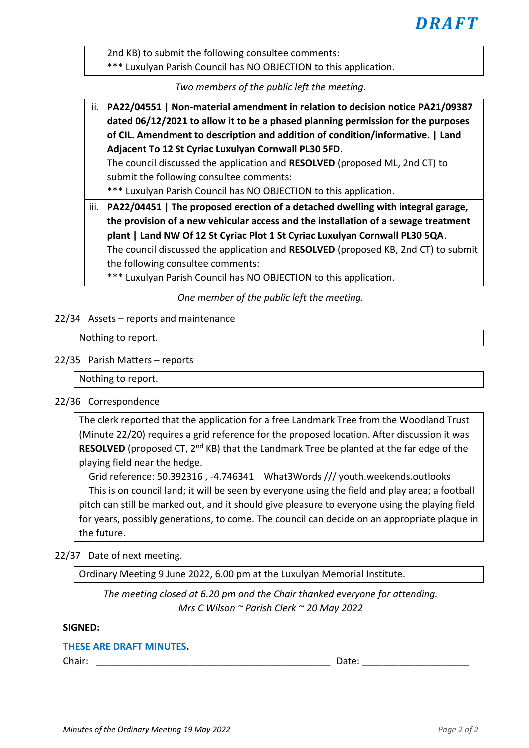DRAFT

2nd KB) to submit the following consultee comments:
*** Luxulyan Parish Council has NO OBJECTION to this application.

*Two members of the public left the meeting.*

ii. **PA22/04551 | Non-material amendment in relation to decision notice PA21/09387 dated 06/12/2021 to allow it to be a phased planning permission for the purposes of CIL. Amendment to description and addition of condition/informative. | Land Adjacent To 12 St Cyriac Luxulyan Cornwall PL30 5FD**.
The council discussed the application and **RESOLVED** (proposed ML, 2nd CT) to submit the following consultee comments:
*** Luxulyan Parish Council has NO OBJECTION to this application.

iii. **PA22/04451 | The proposed erection of a detached dwelling with integral garage, the provision of a new vehicular access and the installation of a sewage treatment plant | Land NW Of 12 St Cyriac Plot 1 St Cyriac Luxulyan Cornwall PL30 5QA**.
The council discussed the application and **RESOLVED** (proposed KB, 2nd CT) to submit the following consultee comments:
*** Luxulyan Parish Council has NO OBJECTION to this application.

*One member of the public left the meeting.*

22/34 Assets – reports and maintenance

Nothing to report.

22/35 Parish Matters – reports

Nothing to report.

22/36 Correspondence

The clerk reported that the application for a free Landmark Tree from the Woodland Trust (Minute 22/20) requires a grid reference for the proposed location. After discussion it was **RESOLVED** (proposed CT, 2nd KB) that the Landmark Tree be planted at the far edge of the playing field near the hedge.

Grid reference: 50.392316 , -4.746341 What3Words /// youth.weekends.outlooks

This is on council land; it will be seen by everyone using the field and play area; a football pitch can still be marked out, and it should give pleasure to everyone using the playing field for years, possibly generations, to come. The council can decide on an appropriate plaque in the future.

22/37 Date of next meeting.

Ordinary Meeting 9 June 2022, 6.00 pm at the Luxulyan Memorial Institute.

*The meeting closed at 6.20 pm and the Chair thanked everyone for attending.*
*Mrs C Wilson ~ Parish Clerk ~ 20 May 2022*

**SIGNED:**

**THESE ARE DRAFT MINUTES.**

Chair: ______________________________ Date: ____________________